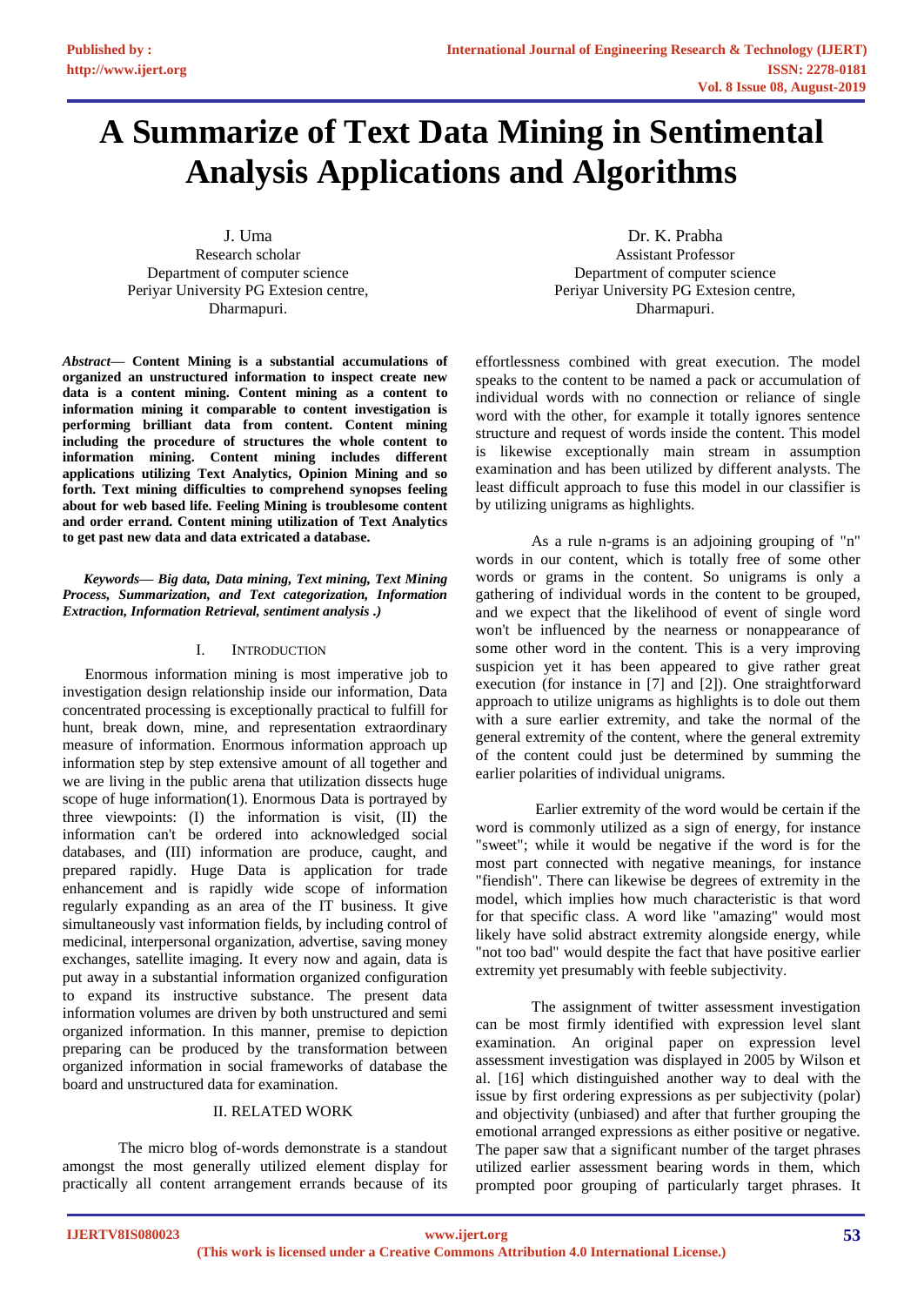# A Summarize of Text Data Mining in Sentimental Analysis Applications and Algorithms

J. Uma
Research scholar
Department of computer science
Periyar University PG Extesion centre,
Dharmapuri.

Dr. K. Prabha
Assistant Professor
Department of computer science
Periyar University PG Extesion centre,
Dharmapuri.

***Abstract*— Content Mining is a substantial accumulations of organized an unstructured information to inspect create new data is a content mining. Content mining as a content to information mining it comparable to content investigation is performing brilliant data from content. Content mining including the procedure of structures the whole content to information mining. Content mining includes different applications utilizing Text Analytics, Opinion Mining and so forth. Text mining difficulties to comprehend synopses feeling about for web based life. Feeling Mining is troublesome content and order errand. Content mining utilization of Text Analytics to get past new data and data extricated a database.**

***Keywords*— Big data, Data mining, Text mining, Text Mining Process, Summarization, and Text categorization, Information Extraction, Information Retrieval, sentiment analysis .)**

## I. Introduction

Enormous information mining is most imperative job to investigation design relationship inside our information, Data concentrated processing is exceptionally practical to fulfill for hunt, break down, mine, and representation extraordinary measure of information. Enormous information approach up information step by step extensive amount of all together and we are living in the public arena that utilization dissects huge scope of huge information(1). Enormous Data is portrayed by three viewpoints: (I) the information is visit, (II) the information can't be ordered into acknowledged social databases, and (III) information are produce, caught, and prepared rapidly. Huge Data is application for trade enhancement and is rapidly wide scope of information regularly expanding as an area of the IT business. It give simultaneously vast information fields, by including control of medicinal, interpersonal organization, advertise, saving money exchanges, satellite imaging. Every now and again, data is put away in a substantial information organized configuration to expand its instructive substance. The present data information volumes are driven by both unstructured and semi organized information. In this manner, premise to depiction preparing can be produced by the transformation between organized information in social frameworks of database the board and unstructured data for examination.

## II. RELATED WORK

The micro blog of-words demonstrate is a standout amongst the most generally utilized element display for practically all content arrangement errands because of its effortlessness combined with great execution. The model speaks to the content to be named a pack or accumulation of individual words with no connection or reliance of single word with the other, for example it totally ignores sentence structure and request of words inside the content. This model is likewise exceptionally main stream in assumption examination and has been utilized by different analysts. The least difficult approach to fuse this model in our classifier is by utilizing unigrams as highlights.

As a rule n-grams is an adjoining grouping of "n" words in our content, which is totally free of some other words or grams in the content. So unigrams is only a gathering of individual words in the content to be grouped, and we expect that the likelihood of event of single word won't be influenced by the nearness or nonappearance of some other word in the content. This is a very improving suspicion yet it has been appeared to give rather great execution (for instance in [7] and [2]). One straightforward approach to utilize unigrams as highlights is to dole out them with a sure earlier extremity, and take the normal of the general extremity of the content, where the general extremity of the content could just be determined by summing the earlier polarities of individual unigrams.

Earlier extremity of the word would be certain if the word is commonly utilized as a sign of energy, for instance "sweet"; while it would be negative if the word is for the most part connected with negative meanings, for instance "fiendish". There can likewise be degrees of extremity in the model, which implies how much characteristic is that word for that specific class. A word like "amazing" would most likely have solid abstract extremity alongside energy, while "not too bad" would despite the fact that have positive earlier extremity yet presumably with feeble subjectivity.

The assignment of twitter assessment investigation can be most firmly identified with expression level slant examination. An original paper on expression level assessment investigation was displayed in 2005 by Wilson et al. [16] which distinguished another way to deal with the issue by first ordering expressions as per subjectivity (polar) and objectivity (unbiased) and after that further grouping the emotional arranged expressions as either positive or negative. The paper saw that a significant number of the target phrases utilized earlier assessment bearing words in them, which prompted poor grouping of particularly target phrases. It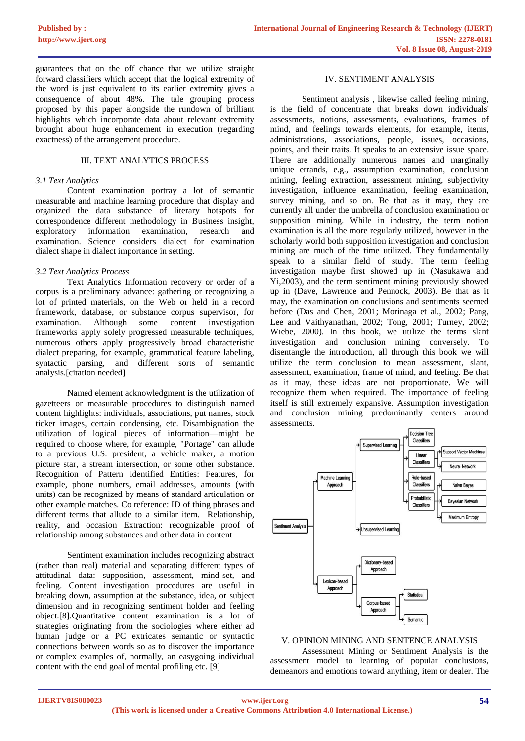guarantees that on the off chance that we utilize straight forward classifiers which accept that the logical extremity of the word is just equivalent to its earlier extremity gives a consequence of about 48%. The tale grouping process proposed by this paper alongside the rundown of brilliant highlights which incorporate data about relevant extremity brought about huge enhancement in execution (regarding exactness) of the arrangement procedure.

## III. TEXT ANALYTICS PROCESS

### *3.1 Text Analytics*

Content examination portray a lot of semantic measurable and machine learning procedure that display and organized the data substance of literary hotspots for correspondence different methodology in Business insight, exploratory information examination, research and examination. Science considers dialect for examination dialect shape in dialect importance in setting.

### *3.2 Text Analytics Process*

Text Analytics Information recovery or order of a corpus is a preliminary advance: gathering or recognizing a lot of printed materials, on the Web or held in a record framework, database, or substance corpus supervisor, for examination. Although some content investigation frameworks apply solely progressed measurable techniques, numerous others apply progressively broad characteristic dialect preparing, for example, grammatical feature labeling, syntactic parsing, and different sorts of semantic analysis.[citation needed]

Named element acknowledgment is the utilization of gazetteers or measurable procedures to distinguish named content highlights: individuals, associations, put names, stock ticker images, certain condensing, etc. Disambiguation the utilization of logical pieces of information—might be required to choose where, for example, "Portage" can allude to a previous U.S. president, a vehicle maker, a motion picture star, a stream intersection, or some other substance. Recognition of Pattern Identified Entities: Features, for example, phone numbers, email addresses, amounts (with units) can be recognized by means of standard articulation or other example matches. Co reference: ID of thing phrases and different terms that allude to a similar item. Relationship, reality, and occasion Extraction: recognizable proof of relationship among substances and other data in content

Sentiment examination includes recognizing abstract (rather than real) material and separating different types of attitudinal data: supposition, assessment, mind-set, and feeling. Content investigation procedures are useful in breaking down, assumption at the substance, idea, or subject dimension and in recognizing sentiment holder and feeling object.[8].Quantitative content examination is a lot of strategies originating from the sociologies where either ad human judge or a PC extricates semantic or syntactic connections between words so as to discover the importance or complex examples of, normally, an easygoing individual content with the end goal of mental profiling etc. [9]

## IV. SENTIMENT ANALYSIS

Sentiment analysis , likewise called feeling mining, is the field of concentrate that breaks down individuals' assessments, notions, assessments, evaluations, frames of mind, and feelings towards elements, for example, items, administrations, associations, people, issues, occasions, points, and their traits. It speaks to an extensive issue space. There are additionally numerous names and marginally unique errands, e.g., assumption examination, conclusion mining, feeling extraction, assessment mining, subjectivity investigation, influence examination, feeling examination, survey mining, and so on. Be that as it may, they are currently all under the umbrella of conclusion examination or supposition mining. While in industry, the term notion examination is all the more regularly utilized, however in the scholarly world both supposition investigation and conclusion mining are much of the time utilized. They fundamentally speak to a similar field of study. The term feeling investigation maybe first showed up in (Nasukawa and Yi,2003), and the term sentiment mining previously showed up in (Dave, Lawrence and Pennock, 2003). Be that as it may, the examination on conclusions and sentiments seemed before (Das and Chen, 2001; Morinaga et al., 2002; Pang, Lee and Vaithyanathan, 2002; Tong, 2001; Turney, 2002; Wiebe, 2000). In this book, we utilize the terms slant investigation and conclusion mining conversely. To disentangle the introduction, all through this book we will utilize the term conclusion to mean assessment, slant, assessment, examination, frame of mind, and feeling. Be that as it may, these ideas are not proportionate. We will recognize them when required. The importance of feeling itself is still extremely expansive. Assumption investigation and conclusion mining predominantly centers around assessments.

## V. OPINION MINING AND SENTENCE ANALYSIS

Assessment Mining or Sentiment Analysis is the assessment model to learning of popular conclusions, demeanors and emotions toward anything, item or dealer. The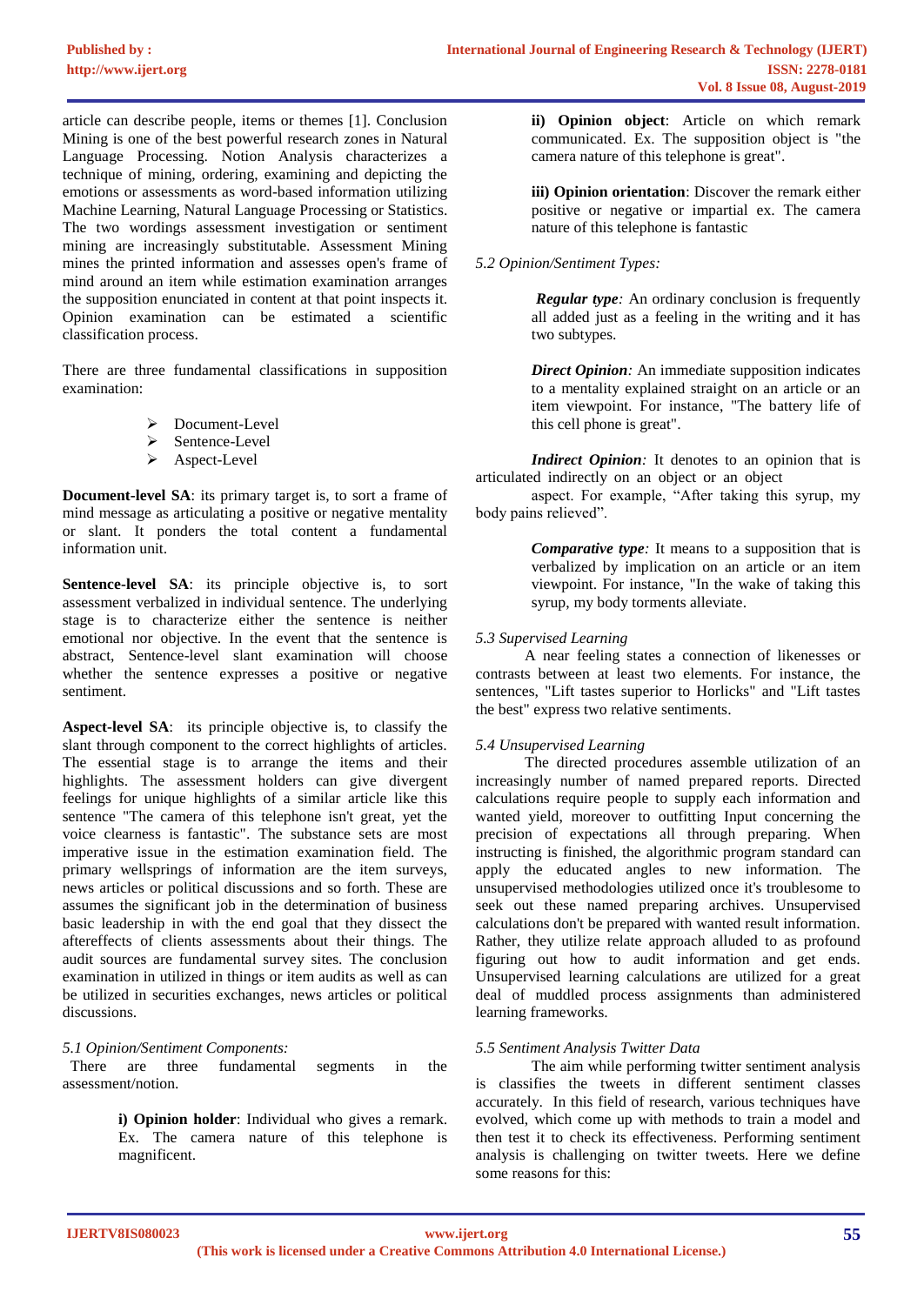article can describe people, items or themes [1]. Conclusion Mining is one of the best powerful research zones in Natural Language Processing. Notion Analysis characterizes a technique of mining, ordering, examining and depicting the emotions or assessments as word-based information utilizing Machine Learning, Natural Language Processing or Statistics. The two wordings assessment investigation or sentiment mining are increasingly substitutable. Assessment Mining mines the printed information and assesses open's frame of mind around an item while estimation examination arranges the supposition enunciated in content at that point inspects it. Opinion examination can be estimated a scientific classification process.

There are three fundamental classifications in supposition examination:

- Document-Level
- Sentence-Level
- Aspect-Level

**Document-level SA**: its primary target is, to sort a frame of mind message as articulating a positive or negative mentality or slant. It ponders the total content a fundamental information unit.

**Sentence-level SA**: its principle objective is, to sort assessment verbalized in individual sentence. The underlying stage is to characterize either the sentence is neither emotional nor objective. In the event that the sentence is abstract, Sentence-level slant examination will choose whether the sentence expresses a positive or negative sentiment.

**Aspect-level SA**: its principle objective is, to classify the slant through component to the correct highlights of articles. The essential stage is to arrange the items and their highlights. The assessment holders can give divergent feelings for unique highlights of a similar article like this sentence "The camera of this telephone isn't great, yet the voice clearness is fantastic". The substance sets are most imperative issue in the estimation examination field. The primary wellsprings of information are the item surveys, news articles or political discussions and so forth. These are assumes the significant job in the determination of business basic leadership in with the end goal that they dissect the aftereffects of clients assessments about their things. The audit sources are fundamental survey sites. The conclusion examination in utilized in things or item audits as well as can be utilized in securities exchanges, news articles or political discussions.

*5.1 Opinion/Sentiment Components:*

There are three fundamental segments in the assessment/notion.

**i) Opinion holder**: Individual who gives a remark. Ex. The camera nature of this telephone is magnificent.

**ii) Opinion object**: Article on which remark communicated. Ex. The supposition object is "the camera nature of this telephone is great".

**iii) Opinion orientation**: Discover the remark either positive or negative or impartial ex. The camera nature of this telephone is fantastic

*5.2 Opinion/Sentiment Types:*

***Regular type:*** An ordinary conclusion is frequently all added just as a feeling in the writing and it has two subtypes.

***Direct Opinion:*** An immediate supposition indicates to a mentality explained straight on an article or an item viewpoint. For instance, "The battery life of this cell phone is great".

***Indirect Opinion:*** It denotes to an opinion that is articulated indirectly on an object or an object aspect. For example, "After taking this syrup, my body pains relieved".

***Comparative type:*** It means to a supposition that is verbalized by implication on an article or an item viewpoint. For instance, "In the wake of taking this syrup, my body torments alleviate.

*5.3 Supervised Learning*

A near feeling states a connection of likenesses or contrasts between at least two elements. For instance, the sentences, "Lift tastes superior to Horlicks" and "Lift tastes the best" express two relative sentiments.

*5.4 Unsupervised Learning*

The directed procedures assemble utilization of an increasingly number of named prepared reports. Directed calculations require people to supply each information and wanted yield, moreover to outfitting Input concerning the precision of expectations all through preparing. When instructing is finished, the algorithmic program standard can apply the educated angles to new information. The unsupervised methodologies utilized once it's troublesome to seek out these named preparing archives. Unsupervised calculations don't be prepared with wanted result information. Rather, they utilize relate approach alluded to as profound figuring out how to audit information and get ends. Unsupervised learning calculations are utilized for a great deal of muddled process assignments than administered learning frameworks.

*5.5 Sentiment Analysis Twitter Data*

The aim while performing twitter sentiment analysis is classifies the tweets in different sentiment classes accurately. In this field of research, various techniques have evolved, which come up with methods to train a model and then test it to check its effectiveness. Performing sentiment analysis is challenging on twitter tweets. Here we define some reasons for this: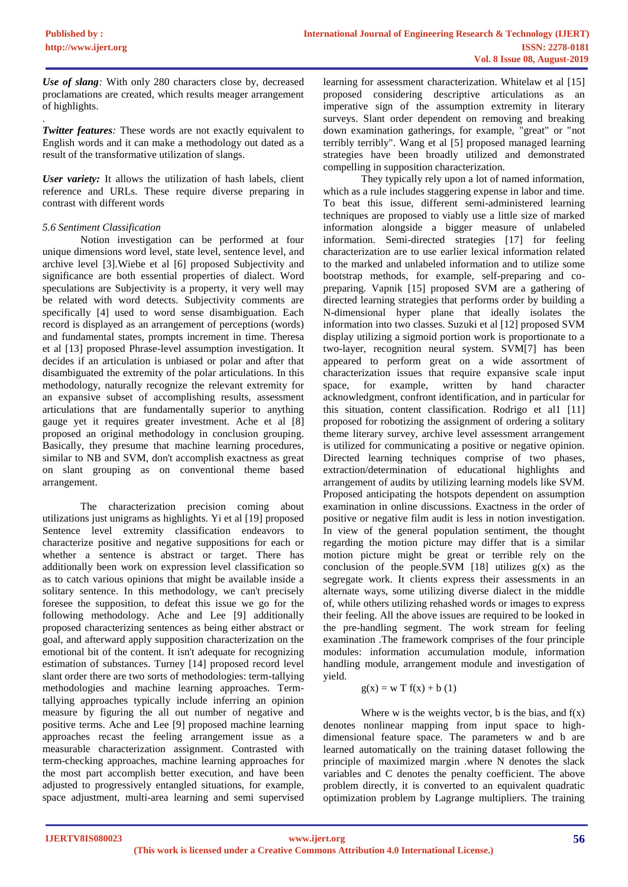***Use of slang**:* With only 280 characters close by, decreased proclamations are created, which results meager arrangement of highlights.

.

***Twitter features**:* These words are not exactly equivalent to English words and it can make a methodology out dated as a result of the transformative utilization of slangs.

***User variety:*** It allows the utilization of hash labels, client reference and URLs. These require diverse preparing in contrast with different words

*5.6 Sentiment Classification*

Notion investigation can be performed at four unique dimensions word level, state level, sentence level, and archive level [3].Wiebe et al [6] proposed Subjectivity and significance are both essential properties of dialect. Word speculations are Subjectivity is a property, it very well may be related with word detects. Subjectivity comments are specifically [4] used to word sense disambiguation. Each record is displayed as an arrangement of perceptions (words) and fundamental states, prompts increment in time. Theresa et al [13] proposed Phrase-level assumption investigation. It decides if an articulation is unbiased or polar and after that disambiguated the extremity of the polar articulations. In this methodology, naturally recognize the relevant extremity for an expansive subset of accomplishing results, assessment articulations that are fundamentally superior to anything gauge yet it requires greater investment. Ache et al [8] proposed an original methodology in conclusion grouping. Basically, they presume that machine learning procedures, similar to NB and SVM, don't accomplish exactness as great on slant grouping as on conventional theme based arrangement.

The characterization precision coming about utilizations just unigrams as highlights. Yi et al [19] proposed Sentence level extremity classification endeavors to characterize positive and negative suppositions for each or whether a sentence is abstract or target. There has additionally been work on expression level classification so as to catch various opinions that might be available inside a solitary sentence. In this methodology, we can't precisely foresee the supposition, to defeat this issue we go for the following methodology. Ache and Lee [9] additionally proposed characterizing sentences as being either abstract or goal, and afterward apply supposition characterization on the emotional bit of the content. It isn't adequate for recognizing estimation of substances. Turney [14] proposed record level slant order there are two sorts of methodologies: term-tallying methodologies and machine learning approaches. Term-tallying approaches typically include inferring an opinion measure by figuring the all out number of negative and positive terms. Ache and Lee [9] proposed machine learning approaches recast the feeling arrangement issue as a measurable characterization assignment. Contrasted with term-checking approaches, machine learning approaches for the most part accomplish better execution, and have been adjusted to progressively entangled situations, for example, space adjustment, multi-area learning and semi supervised learning for assessment characterization. Whitelaw et al [15] proposed considering descriptive articulations as an imperative sign of the assumption extremity in literary surveys. Slant order dependent on removing and breaking down examination gatherings, for example, "great" or "not terribly terribly". Wang et al [5] proposed managed learning strategies have been broadly utilized and demonstrated compelling in supposition characterization.

They typically rely upon a lot of named information, which as a rule includes staggering expense in labor and time. To beat this issue, different semi-administered learning techniques are proposed to viably use a little size of marked information alongside a bigger measure of unlabeled information. Semi-directed strategies [17] for feeling characterization are to use earlier lexical information related to the marked and unlabeled information and to utilize some bootstrap methods, for example, self-preparing and co-preparing. Vapnik [15] proposed SVM are a gathering of directed learning strategies that performs order by building a N-dimensional hyper plane that ideally isolates the information into two classes. Suzuki et al [12] proposed SVM display utilizing a sigmoid portion work is proportionate to a two-layer, recognition neural system. SVM[7] has been appeared to perform great on a wide assortment of characterization issues that require expansive scale input space, for example, written by hand character acknowledgment, confront identification, and in particular for this situation, content classification. Rodrigo et al1 [11] proposed for robotizing the assignment of ordering a solitary theme literary survey, archive level assessment arrangement is utilized for communicating a positive or negative opinion. Directed learning techniques comprise of two phases, extraction/determination of educational highlights and arrangement of audits by utilizing learning models like SVM. Proposed anticipating the hotspots dependent on assumption examination in online discussions. Exactness in the order of positive or negative film audit is less in notion investigation. In view of the general population sentiment, the thought regarding the motion picture may differ that is a similar motion picture might be great or terrible rely on the conclusion of the people.SVM [18] utilizes $g(x)$ as the segregate work. It clients express their assessments in an alternate ways, some utilizing diverse dialect in the middle of, while others utilizing rehashed words or images to express their feeling. All the above issues are required to be looked in the pre-handling segment. The work stream for feeling examination .The framework comprises of the four principle modules: information accumulation module, information handling module, arrangement module and investigation of yield.

$$g(x) = w^T f(x) + b \quad (1)$$

Where w is the weights vector, b is the bias, and $f(x)$ denotes nonlinear mapping from input space to high-dimensional feature space. The parameters w and b are learned automatically on the training dataset following the principle of maximized margin .where N denotes the slack variables and C denotes the penalty coefficient. The above problem directly, it is converted to an equivalent quadratic optimization problem by Lagrange multipliers. The training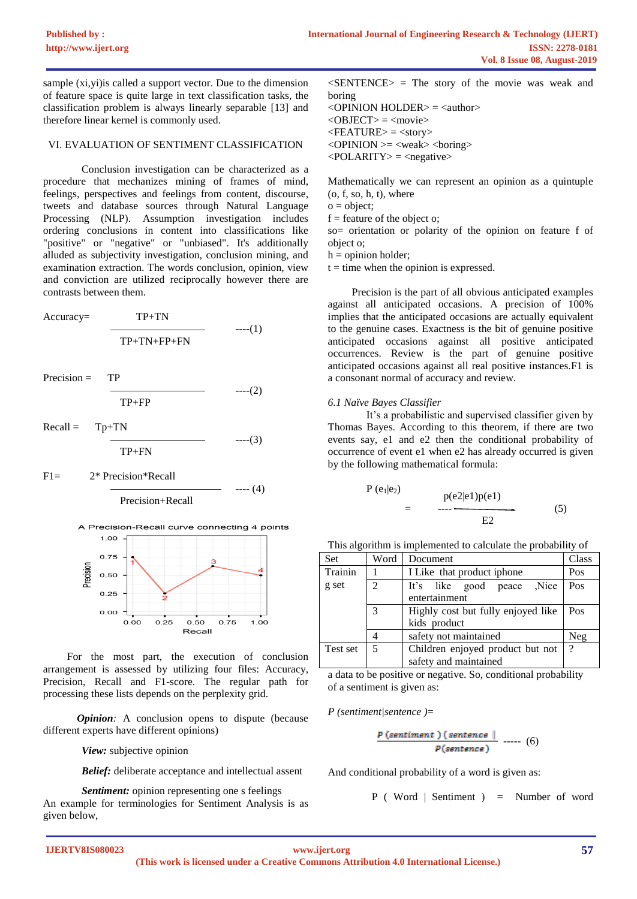sample (xi,yi)is called a support vector. Due to the dimension of feature space is quite large in text classification tasks, the classification problem is always linearly separable [13] and therefore linear kernel is commonly used.

## VI. EVALUATION OF SENTIMENT CLASSIFICATION

Conclusion investigation can be characterized as a procedure that mechanizes mining of frames of mind, feelings, perspectives and feelings from content, discourse, tweets and database sources through Natural Language Processing (NLP). Assumption investigation includes ordering conclusions in content into classifications like "positive" or "negative" or "unbiased". It's additionally alluded as subjectivity investigation, conclusion mining, and examination extraction. The words conclusion, opinion, view and conviction are utilized reciprocally however there are contrasts between them.

$$\text{Accuracy} = \frac{TP+TN}{TP+TN+FP+FN} \quad \text{----(1)}$$

$$\text{Precision} = \frac{TP}{TP+FP} \quad \text{----(2)}$$

$$\text{Recall} = \frac{Tp+TN}{TP+FN} \quad \text{----(3)}$$

$$F1 = \frac{2 * \text{Precision} * \text{Recall}}{\text{Precision}+\text{Recall}} \quad \text{---- (4)}$$

A Precision-Recall curve connecting 4 points

For the most part, the execution of conclusion arrangement is assessed by utilizing four files: Accuracy, Precision, Recall and F1-score. The regular path for processing these lists depends on the perplexity grid.

***Opinion**:* A conclusion opens to dispute (because different experts have different opinions)

***View:*** subjective opinion

***Belief:*** deliberate acceptance and intellectual assent

***Sentiment:*** opinion representing one s feelings

An example for terminologies for Sentiment Analysis is as given below,

<SENTENCE> = The story of the movie was weak and boring
<OPINION HOLDER> = <author>
<OBJECT> = <movie>
<FEATURE> = <story>
<OPINION >= <weak> <boring>
<POLARITY> = <negative>

Mathematically we can represent an opinion as a quintuple (o, f, so, h, t), where
o = object;
f = feature of the object o;
so= orientation or polarity of the opinion on feature f of object o;
h = opinion holder;
t = time when the opinion is expressed.

Precision is the part of all obvious anticipated examples against all anticipated occasions. A precision of 100% implies that the anticipated occasions are actually equivalent to the genuine cases. Exactness is the bit of genuine positive anticipated occasions against all positive anticipated occurrences. Review is the part of genuine positive anticipated occasions against all real positive instances.F1 is a consonant normal of accuracy and review.

### *6.1 Naïve Bayes Classifier*

It's a probabilistic and supervised classifier given by Thomas Bayes. According to this theorem, if there are two events say, e1 and e2 then the conditional probability of occurrence of event e1 when e2 has already occurred is given by the following mathematical formula:

$$P(e_1|e_2) = \frac{p(e2|e1)p(e1)}{E2} \quad (5)$$

This algorithm is implemented to calculate the probability of

| Set | Word | Document | Class |
|---|---|---|---|
| Training set | 1 | I Like that product iphone | Pos |
| | 2 | It's like good peace ,Nice entertainment | Pos |
| | 3 | Highly cost but fully enjoyed like kids product | Pos |
| | 4 | safety not maintained | Neg |
| Test set | 5 | Children enjoyed product but not safety and maintained | ? |

a data to be positive or negative. So, conditional probability of a sentiment is given as:

*P (sentiment|sentence )=*

$$\frac{P(\text{sentiment})(\text{sentence}|}{P(\text{sentence})} \quad \text{----- (6)}$$

And conditional probability of a word is given as:

P ( Word | Sentiment ) = Number of word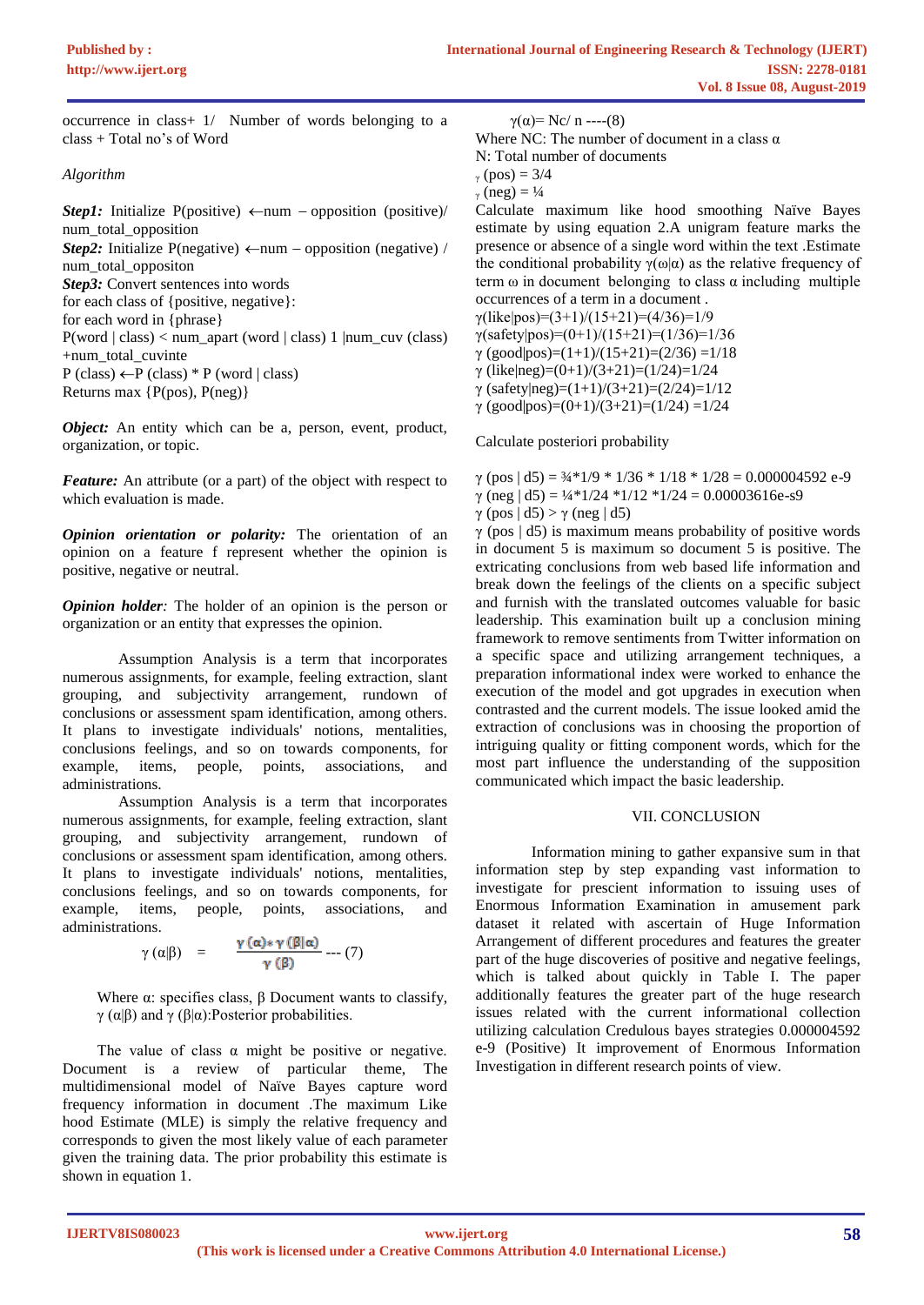occurrence in class+ 1/ Number of words belonging to a class + Total no's of Word

*Algorithm*

***Step1:*** Initialize P(positive) ←num – opposition (positive)/ num_total_opposition
***Step2:*** Initialize P(negative) ←num – opposition (negative) / num_total_oppositon
***Step3:*** Convert sentences into words
for each class of {positive, negative}:
for each word in {phrase}
P(word | class) < num_apart (word | class) 1 |num_cuv (class) +num_total_cuvinte
P (class) ←P (class) * P (word | class)
Returns max {P(pos), P(neg)}

***Object:*** An entity which can be a, person, event, product, organization, or topic.

***Feature:*** An attribute (or a part) of the object with respect to which evaluation is made.

***Opinion orientation or polarity:*** The orientation of an opinion on a feature f represent whether the opinion is positive, negative or neutral.

***Opinion holder****:* The holder of an opinion is the person or organization or an entity that expresses the opinion.

Assumption Analysis is a term that incorporates numerous assignments, for example, feeling extraction, slant grouping, and subjectivity arrangement, rundown of conclusions or assessment spam identification, among others. It plans to investigate individuals' notions, mentalities, conclusions feelings, and so on towards components, for example, items, people, points, associations, and administrations.

Assumption Analysis is a term that incorporates numerous assignments, for example, feeling extraction, slant grouping, and subjectivity arrangement, rundown of conclusions or assessment spam identification, among others. It plans to investigate individuals' notions, mentalities, conclusions feelings, and so on towards components, for example, items, people, points, associations, and administrations.

$$\gamma(\alpha|\beta) = \frac{\gamma(\alpha) * \gamma(\beta|\alpha)}{\gamma(\beta)} \text{ --- (7)}$$

Where α: specifies class, β Document wants to classify, γ (α|β) and γ (β|α):Posterior probabilities.

The value of class α might be positive or negative. Document is a review of particular theme, The multidimensional model of Naïve Bayes capture word frequency information in document .The maximum Like hood Estimate (MLE) is simply the relative frequency and corresponds to given the most likely value of each parameter given the training data. The prior probability this estimate is shown in equation 1.

$\gamma(\alpha)= Nc/ n$ ----(8)
Where NC: The number of document in a class α
N: Total number of documents
$_{\gamma}$ (pos) = 3/4
$_{\gamma}$ (neg) = ¼
Calculate maximum like hood smoothing Naïve Bayes estimate by using equation 2.A unigram feature marks the presence or absence of a single word within the text .Estimate the conditional probability γ(ω|α) as the relative frequency of term ω in document belonging to class α including multiple occurrences of a term in a document .
γ(like|pos)=(3+1)/(15+21)=(4/36)=1/9
γ(safety|pos)=(0+1)/(15+21)=(1/36)=1/36
γ (good|pos)=(1+1)/(15+21)=(2/36) =1/18
γ (like|neg)=(0+1)/(3+21)=(1/24)=1/24
γ (safety|neg)=(1+1)/(3+21)=(2/24)=1/12
γ (good|pos)=(0+1)/(3+21)=(1/24) =1/24

Calculate posteriori probability

γ (pos | d5) = ¾*1/9 * 1/36 * 1/18 * 1/28 = 0.000004592 e-9
γ (neg | d5) = ¼*1/24 *1/12 *1/24 = 0.00003616e-s9
γ (pos | d5) > γ (neg | d5)
γ (pos | d5) is maximum means probability of positive words in document 5 is maximum so document 5 is positive. The extricating conclusions from web based life information and break down the feelings of the clients on a specific subject and furnish with the translated outcomes valuable for basic leadership. This examination built up a conclusion mining framework to remove sentiments from Twitter information on a specific space and utilizing arrangement techniques, a preparation informational index were worked to enhance the execution of the model and got upgrades in execution when contrasted and the current models. The issue looked amid the extraction of conclusions was in choosing the proportion of intriguing quality or fitting component words, which for the most part influence the understanding of the supposition communicated which impact the basic leadership.

## VII. CONCLUSION

Information mining to gather expansive sum in that information step by step expanding vast information to investigate for prescient information to issuing uses of Enormous Information Examination in amusement park dataset it related with ascertain of Huge Information Arrangement of different procedures and features the greater part of the huge discoveries of positive and negative feelings, which is talked about quickly in Table I. The paper additionally features the greater part of the huge research issues related with the current informational collection utilizing calculation Credulous bayes strategies 0.000004592 e-9 (Positive) It improvement of Enormous Information Investigation in different research points of view.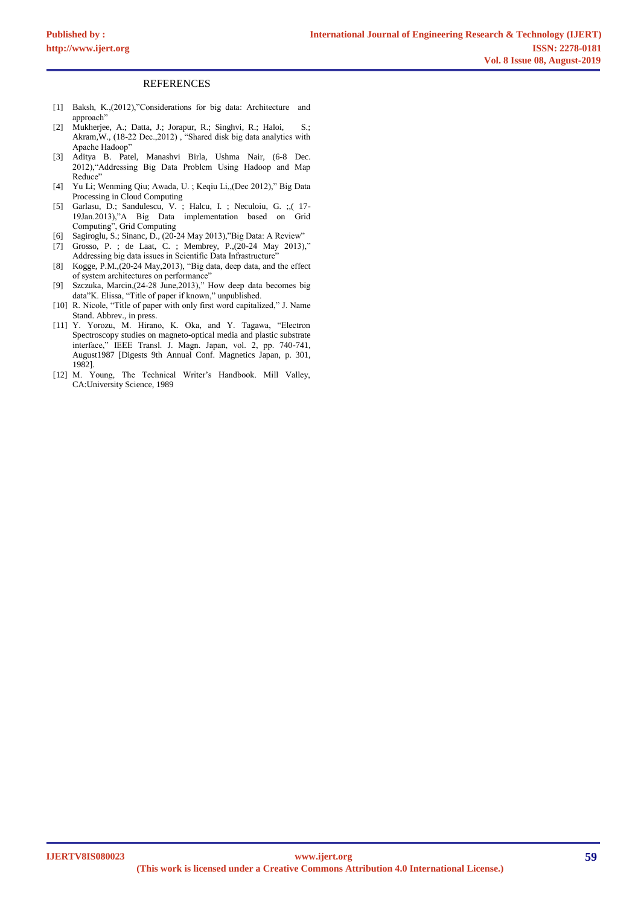## REFERENCES

[1] Baksh, K.,(2012),"Considerations for big data: Architecture and approach"

[2] Mukherjee, A.; Datta, J.; Jorapur, R.; Singhvi, R.; Haloi, S.; Akram,W., (18-22 Dec.,2012) , "Shared disk big data analytics with Apache Hadoop"

[3] Aditya B. Patel, Manashvi Birla, Ushma Nair, (6-8 Dec. 2012),"Addressing Big Data Problem Using Hadoop and Map Reduce"

[4] Yu Li; Wenming Qiu; Awada, U. ; Keqiu Li,,(Dec 2012)," Big Data Processing in Cloud Computing

[5] Garlasu, D.; Sandulescu, V. ; Halcu, I. ; Neculoiu, G. ;,( 17-19Jan.2013),"A Big Data implementation based on Grid Computing", Grid Computing

[6] Sagiroglu, S.; Sinanc, D., (20-24 May 2013),"Big Data: A Review"

[7] Grosso, P. ; de Laat, C. ; Membrey, P.,(20-24 May 2013)," Addressing big data issues in Scientific Data Infrastructure"

[8] Kogge, P.M.,(20-24 May,2013), "Big data, deep data, and the effect of system architectures on performance"

[9] Szczuka, Marcin,(24-28 June,2013)," How deep data becomes big data"K. Elissa, "Title of paper if known," unpublished.

[10] R. Nicole, "Title of paper with only first word capitalized," J. Name Stand. Abbrev., in press.

[11] Y. Yorozu, M. Hirano, K. Oka, and Y. Tagawa, "Electron Spectroscopy studies on magneto-optical media and plastic substrate interface," IEEE Transl. J. Magn. Japan, vol. 2, pp. 740-741, August1987 [Digests 9th Annual Conf. Magnetics Japan, p. 301, 1982].

[12] M. Young, The Technical Writer's Handbook. Mill Valley, CA:University Science, 1989